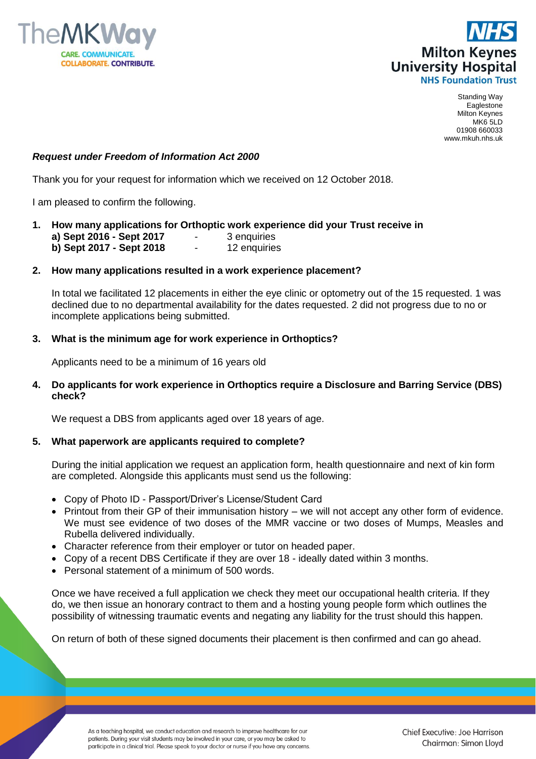TheMKWay
CARE. COMMUNICATE.
COLLABORATE. CONTRIBUTE.

NHS
Milton Keynes
University Hospital
NHS Foundation Trust

Standing Way
Eaglestone
Milton Keynes
MK6 5LD
01908 660033
www.mkuh.nhs.uk

***Request under Freedom of Information Act 2000***

Thank you for your request for information which we received on 12 October 2018.

I am pleased to confirm the following.

1. **How many applications for Orthoptic work experience did your Trust receive in**
   **a) Sept 2016 - Sept 2017** - 3 enquiries
   **b) Sept 2017 - Sept 2018** - 12 enquiries

2. **How many applications resulted in a work experience placement?**

   In total we facilitated 12 placements in either the eye clinic or optometry out of the 15 requested. 1 was declined due to no departmental availability for the dates requested. 2 did not progress due to no or incomplete applications being submitted.

3. **What is the minimum age for work experience in Orthoptics?**

   Applicants need to be a minimum of 16 years old

4. **Do applicants for work experience in Orthoptics require a Disclosure and Barring Service (DBS) check?**

   We request a DBS from applicants aged over 18 years of age.

5. **What paperwork are applicants required to complete?**

   During the initial application we request an application form, health questionnaire and next of kin form are completed. Alongside this applicants must send us the following:

   - Copy of Photo ID - Passport/Driver's License/Student Card
   - Printout from their GP of their immunisation history – we will not accept any other form of evidence. We must see evidence of two doses of the MMR vaccine or two doses of Mumps, Measles and Rubella delivered individually.
   - Character reference from their employer or tutor on headed paper.
   - Copy of a recent DBS Certificate if they are over 18 - ideally dated within 3 months.
   - Personal statement of a minimum of 500 words.

   Once we have received a full application we check they meet our occupational health criteria. If they do, we then issue an honorary contract to them and a hosting young people form which outlines the possibility of witnessing traumatic events and negating any liability for the trust should this happen.

   On return of both of these signed documents their placement is then confirmed and can go ahead.

As a teaching hospital, we conduct education and research to improve healthcare for our patients. During your visit students may be involved in your care, or you may be asked to participate in a clinical trial. Please speak to your doctor or nurse if you have any concerns.

Chief Executive: Joe Harrison
Chairman: Simon Lloyd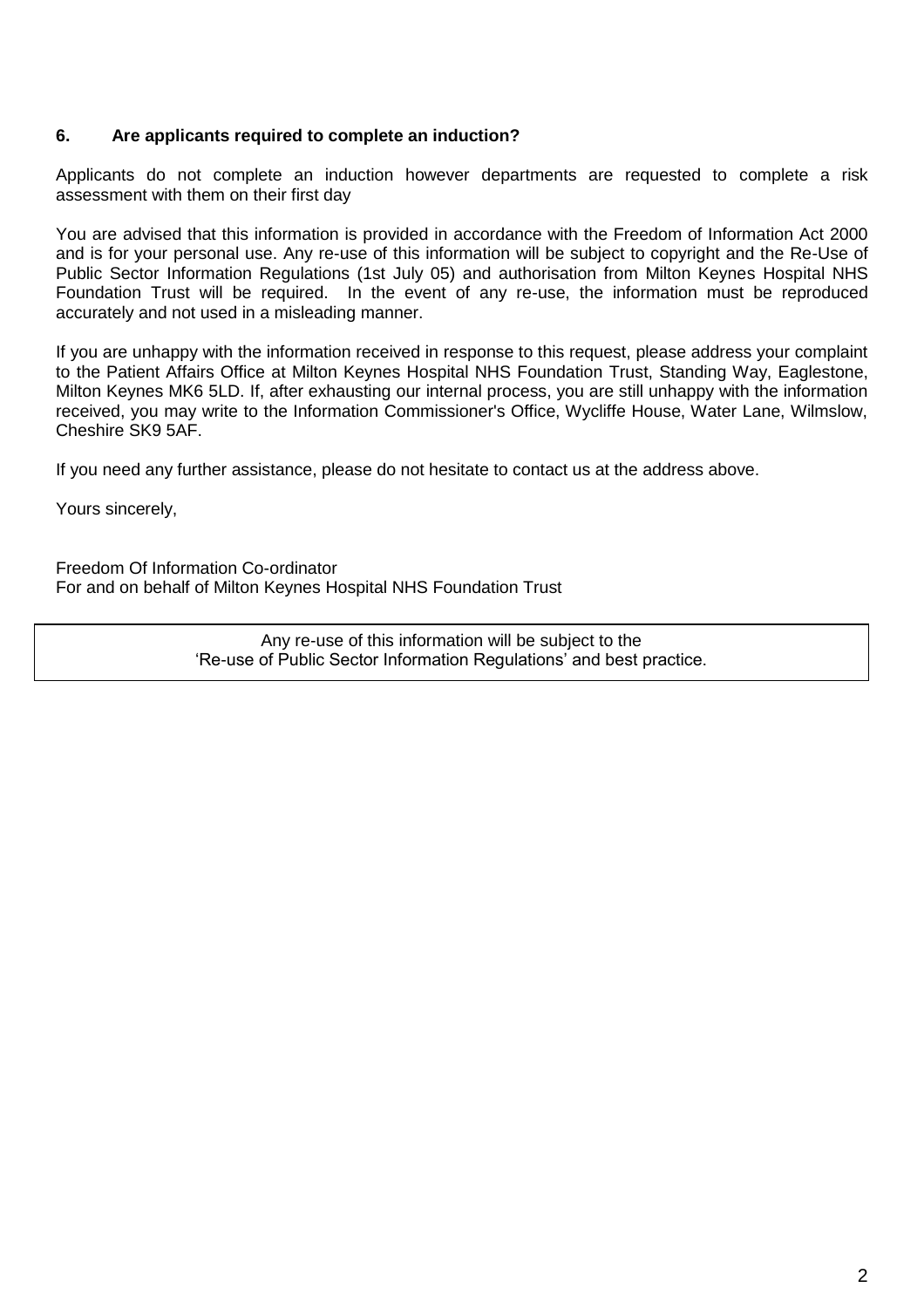**6. Are applicants required to complete an induction?**

Applicants do not complete an induction however departments are requested to complete a risk assessment with them on their first day

You are advised that this information is provided in accordance with the Freedom of Information Act 2000 and is for your personal use. Any re-use of this information will be subject to copyright and the Re-Use of Public Sector Information Regulations (1st July 05) and authorisation from Milton Keynes Hospital NHS Foundation Trust will be required. In the event of any re-use, the information must be reproduced accurately and not used in a misleading manner.

If you are unhappy with the information received in response to this request, please address your complaint to the Patient Affairs Office at Milton Keynes Hospital NHS Foundation Trust, Standing Way, Eaglestone, Milton Keynes MK6 5LD. If, after exhausting our internal process, you are still unhappy with the information received, you may write to the Information Commissioner's Office, Wycliffe House, Water Lane, Wilmslow, Cheshire SK9 5AF.

If you need any further assistance, please do not hesitate to contact us at the address above.

Yours sincerely,

Freedom Of Information Co-ordinator
For and on behalf of Milton Keynes Hospital NHS Foundation Trust

Any re-use of this information will be subject to the
'Re-use of Public Sector Information Regulations' and best practice.